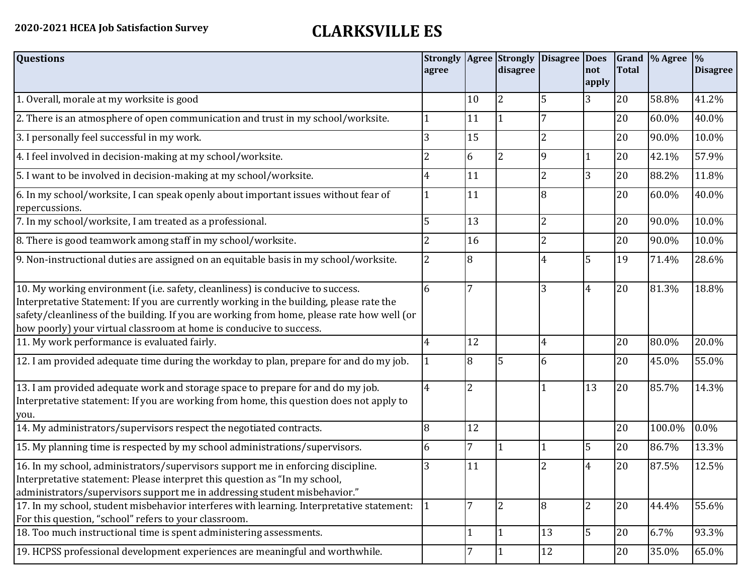**2020-2021 HCEA Job Satisfaction Survey**

# CLARKSVILLE ES

| Questions | Strongly agree | Agree | Strongly disagree | Disagree | Does not apply | Grand Total | % Agree | % Disagree |
|---|---|---|---|---|---|---|---|---|
| 1. Overall, morale at my worksite is good | | 10 | 2 | 5 | 3 | 20 | 58.8% | 41.2% |
| 2. There is an atmosphere of open communication and trust in my school/worksite. | 1 | 11 | 1 | 7 | | 20 | 60.0% | 40.0% |
| 3. I personally feel successful in my work. | 3 | 15 | | 2 | | 20 | 90.0% | 10.0% |
| 4. I feel involved in decision-making at my school/worksite. | 2 | 6 | 2 | 9 | 1 | 20 | 42.1% | 57.9% |
| 5. I want to be involved in decision-making at my school/worksite. | 4 | 11 | | 2 | 3 | 20 | 88.2% | 11.8% |
| 6. In my school/worksite, I can speak openly about important issues without fear of repercussions. | 1 | 11 | | 8 | | 20 | 60.0% | 40.0% |
| 7. In my school/worksite, I am treated as a professional. | 5 | 13 | | 2 | | 20 | 90.0% | 10.0% |
| 8. There is good teamwork among staff in my school/worksite. | 2 | 16 | | 2 | | 20 | 90.0% | 10.0% |
| 9. Non-instructional duties are assigned on an equitable basis in my school/worksite. | 2 | 8 | | 4 | 5 | 19 | 71.4% | 28.6% |
| 10. My working environment (i.e. safety, cleanliness) is conducive to success. Interpretative Statement: If you are currently working in the building, please rate the safety/cleanliness of the building. If you are working from home, please rate how well (or how poorly) your virtual classroom at home is conducive to success. | 6 | 7 | | 3 | 4 | 20 | 81.3% | 18.8% |
| 11. My work performance is evaluated fairly. | 4 | 12 | | 4 | | 20 | 80.0% | 20.0% |
| 12. I am provided adequate time during the workday to plan, prepare for and do my job. | 1 | 8 | 5 | 6 | | 20 | 45.0% | 55.0% |
| 13. I am provided adequate work and storage space to prepare for and do my job. Interpretative statement: If you are working from home, this question does not apply to you. | 4 | 2 | | 1 | 13 | 20 | 85.7% | 14.3% |
| 14. My administrators/supervisors respect the negotiated contracts. | 8 | 12 | | | | 20 | 100.0% | 0.0% |
| 15. My planning time is respected by my school administrations/supervisors. | 6 | 7 | 1 | 1 | 5 | 20 | 86.7% | 13.3% |
| 16. In my school, administrators/supervisors support me in enforcing discipline. Interpretative statement: Please interpret this question as "In my school, administrators/supervisors support me in addressing student misbehavior." | 3 | 11 | | 2 | 4 | 20 | 87.5% | 12.5% |
| 17. In my school, student misbehavior interferes with learning. Interpretative statement: For this question, "school" refers to your classroom. | 1 | 7 | 2 | 8 | 2 | 20 | 44.4% | 55.6% |
| 18. Too much instructional time is spent administering assessments. | | 1 | 1 | 13 | 5 | 20 | 6.7% | 93.3% |
| 19. HCPSS professional development experiences are meaningful and worthwhile. | | 7 | 1 | 12 | | 20 | 35.0% | 65.0% |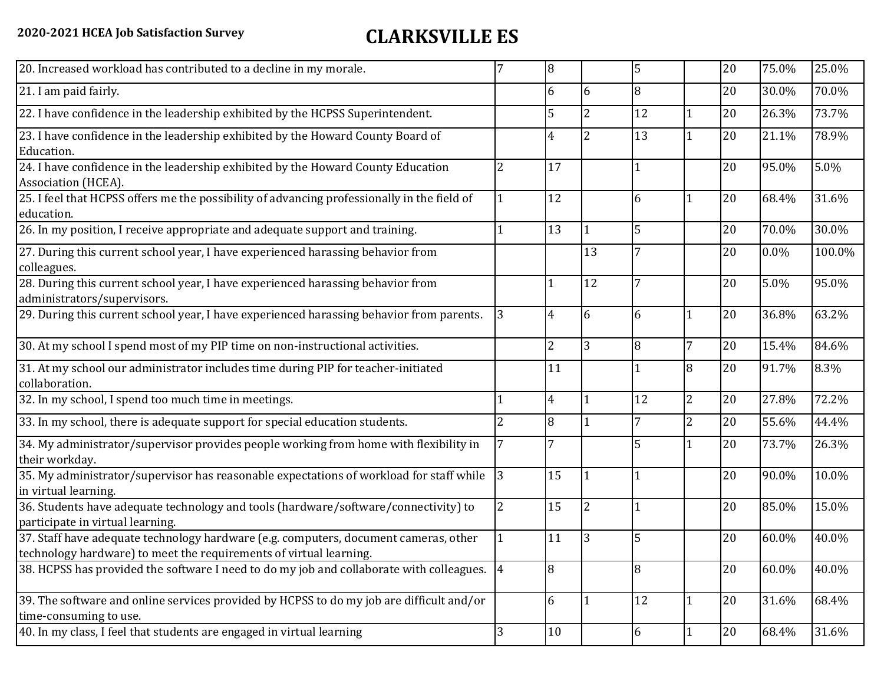**2020-2021 HCEA Job Satisfaction Survey**

# CLARKSVILLE ES

| | | | | | | | | |
|---|---|---|---|---|---|---|---|---|
| 20. Increased workload has contributed to a decline in my morale. | 7 | 8 | | 5 | | 20 | 75.0% | 25.0% |
| 21. I am paid fairly. | | 6 | 6 | 8 | | 20 | 30.0% | 70.0% |
| 22. I have confidence in the leadership exhibited by the HCPSS Superintendent. | | 5 | 2 | 12 | 1 | 20 | 26.3% | 73.7% |
| 23. I have confidence in the leadership exhibited by the Howard County Board of Education. | | 4 | 2 | 13 | 1 | 20 | 21.1% | 78.9% |
| 24. I have confidence in the leadership exhibited by the Howard County Education Association (HCEA). | 2 | 17 | | 1 | | 20 | 95.0% | 5.0% |
| 25. I feel that HCPSS offers me the possibility of advancing professionally in the field of education. | 1 | 12 | | 6 | 1 | 20 | 68.4% | 31.6% |
| 26. In my position, I receive appropriate and adequate support and training. | 1 | 13 | 1 | 5 | | 20 | 70.0% | 30.0% |
| 27. During this current school year, I have experienced harassing behavior from colleagues. | | | 13 | 7 | | 20 | 0.0% | 100.0% |
| 28. During this current school year, I have experienced harassing behavior from administrators/supervisors. | | 1 | 12 | 7 | | 20 | 5.0% | 95.0% |
| 29. During this current school year, I have experienced harassing behavior from parents. | 3 | 4 | 6 | 6 | 1 | 20 | 36.8% | 63.2% |
| 30. At my school I spend most of my PIP time on non-instructional activities. | | 2 | 3 | 8 | 7 | 20 | 15.4% | 84.6% |
| 31. At my school our administrator includes time during PIP for teacher-initiated collaboration. | | 11 | | 1 | 8 | 20 | 91.7% | 8.3% |
| 32. In my school, I spend too much time in meetings. | 1 | 4 | 1 | 12 | 2 | 20 | 27.8% | 72.2% |
| 33. In my school, there is adequate support for special education students. | 2 | 8 | 1 | 7 | 2 | 20 | 55.6% | 44.4% |
| 34. My administrator/supervisor provides people working from home with flexibility in their workday. | 7 | 7 | | 5 | 1 | 20 | 73.7% | 26.3% |
| 35. My administrator/supervisor has reasonable expectations of workload for staff while in virtual learning. | 3 | 15 | 1 | 1 | | 20 | 90.0% | 10.0% |
| 36. Students have adequate technology and tools (hardware/software/connectivity) to participate in virtual learning. | 2 | 15 | 2 | 1 | | 20 | 85.0% | 15.0% |
| 37. Staff have adequate technology hardware (e.g. computers, document cameras, other technology hardware) to meet the requirements of virtual learning. | 1 | 11 | 3 | 5 | | 20 | 60.0% | 40.0% |
| 38. HCPSS has provided the software I need to do my job and collaborate with colleagues. | 4 | 8 | | 8 | | 20 | 60.0% | 40.0% |
| 39. The software and online services provided by HCPSS to do my job are difficult and/or time-consuming to use. | | 6 | 1 | 12 | 1 | 20 | 31.6% | 68.4% |
| 40. In my class, I feel that students are engaged in virtual learning | 3 | 10 | | 6 | 1 | 20 | 68.4% | 31.6% |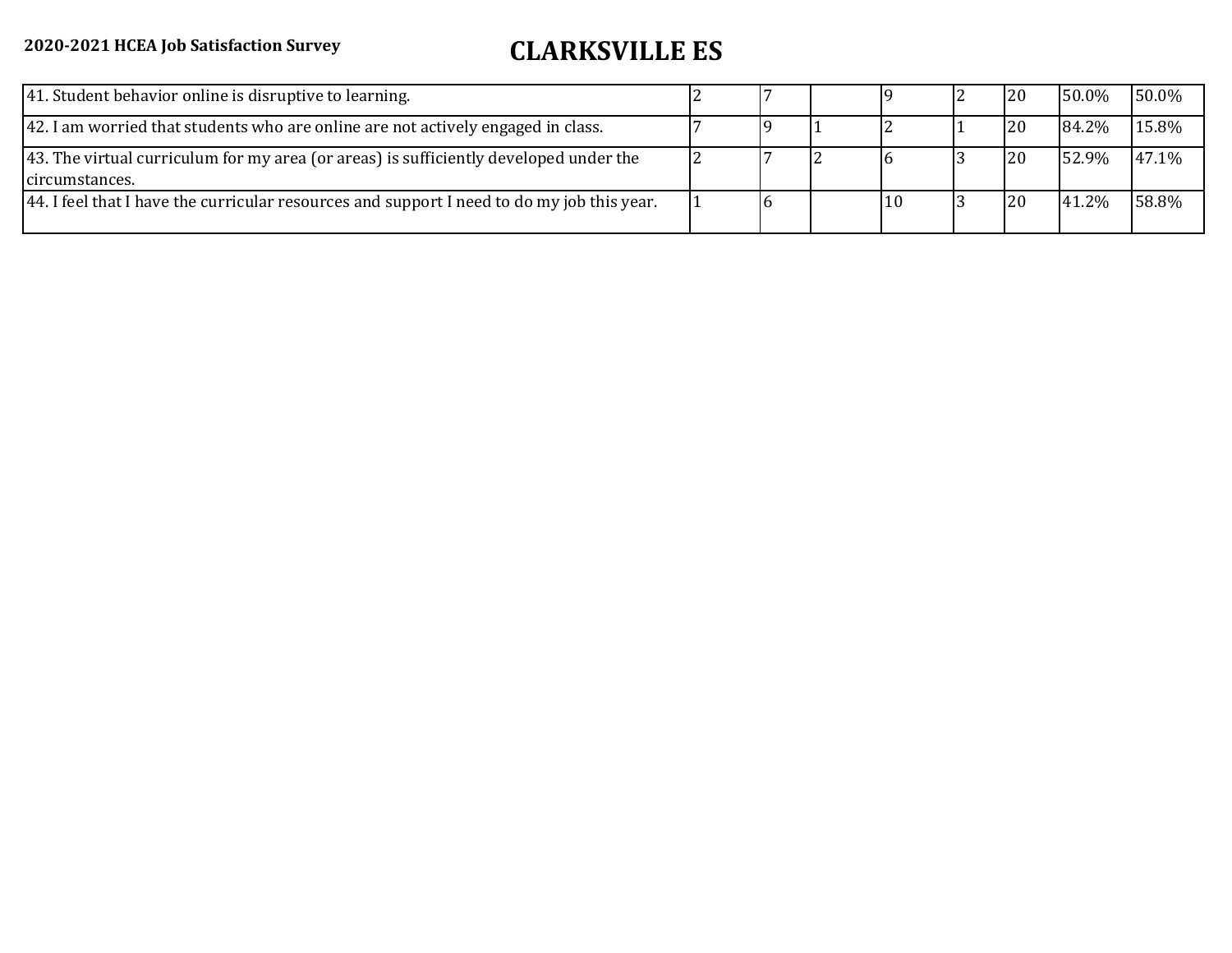2020-2021 HCEA Job Satisfaction Survey

# CLARKSVILLE ES

| | | | | | | | | |
|---|---|---|---|---|---|---|---|---|
| 41. Student behavior online is disruptive to learning. | 2 | 7 | | 9 | 2 | 20 | 50.0% | 50.0% |
| 42. I am worried that students who are online are not actively engaged in class. | 7 | 9 | 1 | 2 | 1 | 20 | 84.2% | 15.8% |
| 43. The virtual curriculum for my area (or areas) is sufficiently developed under the circumstances. | 2 | 7 | 2 | 6 | 3 | 20 | 52.9% | 47.1% |
| 44. I feel that I have the curricular resources and support I need to do my job this year. | 1 | 6 | | 10 | 3 | 20 | 41.2% | 58.8% |